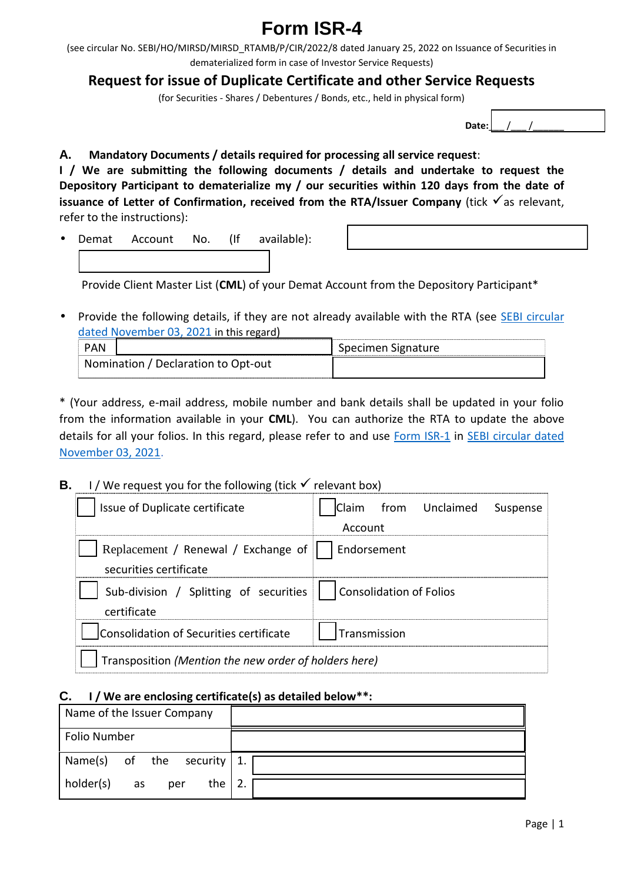# Form ISR-4

(see circular No. SEBI/HO/MIRSD/MIRSD_RTAMB/P/CIR/2022/8 dated January 25, 2022 on Issuance of Securities in dematerialized form in case of Investor Service Requests)

## Request for issue of Duplicate Certificate and other Service Requests

(for Securities - Shares / Debentures / Bonds, etc., held in physical form)

**Date:** \_\_\_/\_\_\_/\_\_\_\_\_\_

**A. Mandatory Documents / details required for processing all service request:**

**I / We are submitting the following documents / details and undertake to request the Depository Participant to dematerialize my / our securities within 120 days from the date of issuance of Letter of Confirmation, received from the RTA/Issuer Company** (tick ✓ as relevant, refer to the instructions):

- Demat Account No. (If available): \_\_\_\_\_\_\_\_\_\_\_\_\_\_\_\_

  Provide Client Master List (**CML**) of your Demat Account from the Depository Participant*

- Provide the following details, if they are not already available with the RTA (see SEBI circular dated November 03, 2021 in this regard)

| PAN | | Specimen Signature | |
|---|---|---|---|
| Nomination / Declaration to Opt-out | | | |

* (Your address, e-mail address, mobile number and bank details shall be updated in your folio from the information available in your **CML**). You can authorize the RTA to update the above details for all your folios. In this regard, please refer to and use Form ISR-1 in SEBI circular dated November 03, 2021.

**B.** I / We request you for the following (tick ✓ relevant box)

| | |
|---|---|
| ☐ Issue of Duplicate certificate | ☐ Claim from Unclaimed Suspense Account |
| ☐ Replacement / Renewal / Exchange of securities certificate | ☐ Endorsement |
| ☐ Sub-division / Splitting of securities certificate | ☐ Consolidation of Folios |
| ☐ Consolidation of Securities certificate | ☐ Transmission |
| ☐ Transposition *(Mention the new order of holders here)* | |

**C. I / We are enclosing certificate(s) as detailed below\*\*:**

| | |
|---|---|
| Name of the Issuer Company | |
| Folio Number | |
| Name(s) of the security holder(s) as per the | 1. |
| | 2. |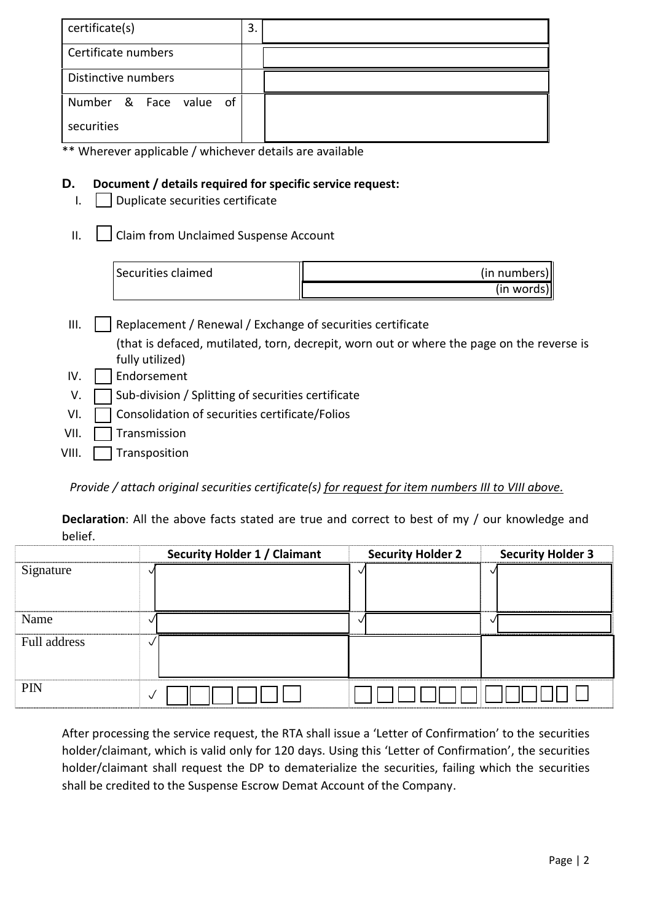| | | |
|---|---|---|
| certificate(s) | 3. | |
| Certificate numbers | | |
| Distinctive numbers | | |
| Number & Face value of securities | | |

** Wherever applicable / whichever details are available

**D. Document / details required for specific service request:**

I. ☐ Duplicate securities certificate

II. ☐ Claim from Unclaimed Suspense Account

| | |
|---|---|
| Securities claimed | (in numbers) |
| | (in words) |

III. ☐ Replacement / Renewal / Exchange of securities certificate
(that is defaced, mutilated, torn, decrepit, worn out or where the page on the reverse is fully utilized)

IV. ☐ Endorsement

V. ☐ Sub-division / Splitting of securities certificate

VI. ☐ Consolidation of securities certificate/Folios

VII. ☐ Transmission

VIII. ☐ Transposition

*Provide / attach original securities certificate(s) for request for item numbers III to VIII above.*

**Declaration**: All the above facts stated are true and correct to best of my / our knowledge and belief.

| | Security Holder 1 / Claimant | Security Holder 2 | Security Holder 3 |
|---|---|---|---|
| Signature | ✓ | ✓ | ✓ |
| Name | ✓ | ✓ | ✓ |
| Full address | ✓ | | |
| PIN | ✓ ☐☐☐☐☐☐ | ☐☐☐☐☐☐ | ☐☐☐☐☐☐ |

After processing the service request, the RTA shall issue a 'Letter of Confirmation' to the securities holder/claimant, which is valid only for 120 days. Using this 'Letter of Confirmation', the securities holder/claimant shall request the DP to dematerialize the securities, failing which the securities shall be credited to the Suspense Escrow Demat Account of the Company.